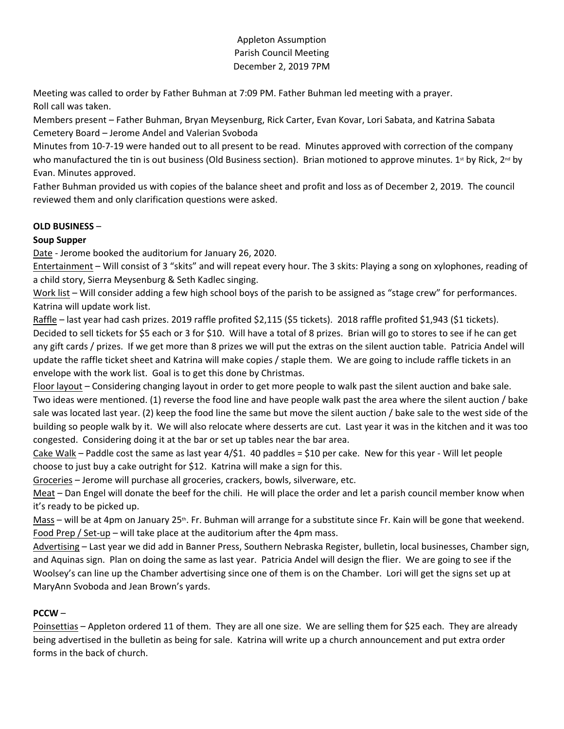Appleton Assumption
Parish Council Meeting
December 2, 2019 7PM

Meeting was called to order by Father Buhman at 7:09 PM. Father Buhman led meeting with a prayer.
Roll call was taken.
Members present – Father Buhman, Bryan Meysenburg, Rick Carter, Evan Kovar, Lori Sabata, and Katrina Sabata
Cemetery Board – Jerome Andel and Valerian Svoboda
Minutes from 10-7-19 were handed out to all present to be read. Minutes approved with correction of the company who manufactured the tin is out business (Old Business section). Brian motioned to approve minutes. 1st by Rick, 2nd by Evan. Minutes approved.
Father Buhman provided us with copies of the balance sheet and profit and loss as of December 2, 2019. The council reviewed them and only clarification questions were asked.

**OLD BUSINESS** –

**Soup Supper**

Date - Jerome booked the auditorium for January 26, 2020.

Entertainment – Will consist of 3 "skits" and will repeat every hour. The 3 skits: Playing a song on xylophones, reading of a child story, Sierra Meysenburg & Seth Kadlec singing.

Work list – Will consider adding a few high school boys of the parish to be assigned as "stage crew" for performances. Katrina will update work list.

Raffle – last year had cash prizes. 2019 raffle profited $2,115 ($5 tickets). 2018 raffle profited $1,943 ($1 tickets). Decided to sell tickets for $5 each or 3 for $10. Will have a total of 8 prizes. Brian will go to stores to see if he can get any gift cards / prizes. If we get more than 8 prizes we will put the extras on the silent auction table. Patricia Andel will update the raffle ticket sheet and Katrina will make copies / staple them. We are going to include raffle tickets in an envelope with the work list. Goal is to get this done by Christmas.

Floor layout – Considering changing layout in order to get more people to walk past the silent auction and bake sale. Two ideas were mentioned. (1) reverse the food line and have people walk past the area where the silent auction / bake sale was located last year. (2) keep the food line the same but move the silent auction / bake sale to the west side of the building so people walk by it. We will also relocate where desserts are cut. Last year it was in the kitchen and it was too congested. Considering doing it at the bar or set up tables near the bar area.

Cake Walk – Paddle cost the same as last year 4/$1. 40 paddles = $10 per cake. New for this year - Will let people choose to just buy a cake outright for $12. Katrina will make a sign for this.

Groceries – Jerome will purchase all groceries, crackers, bowls, silverware, etc.

Meat – Dan Engel will donate the beef for the chili. He will place the order and let a parish council member know when it's ready to be picked up.

Mass – will be at 4pm on January 25th. Fr. Buhman will arrange for a substitute since Fr. Kain will be gone that weekend.

Food Prep / Set-up – will take place at the auditorium after the 4pm mass.

Advertising – Last year we did add in Banner Press, Southern Nebraska Register, bulletin, local businesses, Chamber sign, and Aquinas sign. Plan on doing the same as last year. Patricia Andel will design the flier. We are going to see if the Woolsey's can line up the Chamber advertising since one of them is on the Chamber. Lori will get the signs set up at MaryAnn Svoboda and Jean Brown's yards.

**PCCW** –

Poinsettias – Appleton ordered 11 of them. They are all one size. We are selling them for $25 each. They are already being advertised in the bulletin as being for sale. Katrina will write up a church announcement and put extra order forms in the back of church.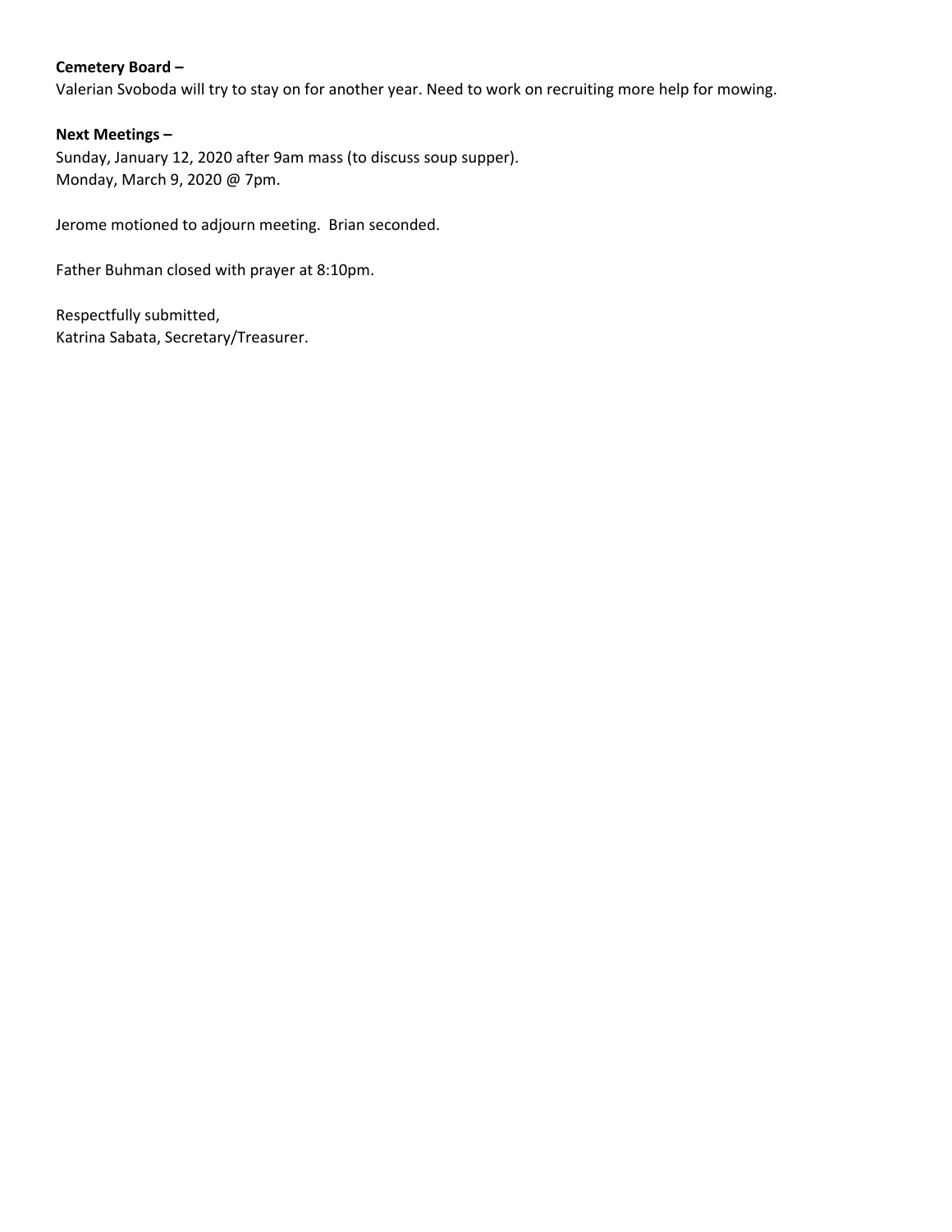**Cemetery Board –**
Valerian Svoboda will try to stay on for another year. Need to work on recruiting more help for mowing.

**Next Meetings –**
Sunday, January 12, 2020 after 9am mass (to discuss soup supper).
Monday, March 9, 2020 @ 7pm.

Jerome motioned to adjourn meeting. Brian seconded.

Father Buhman closed with prayer at 8:10pm.

Respectfully submitted,
Katrina Sabata, Secretary/Treasurer.